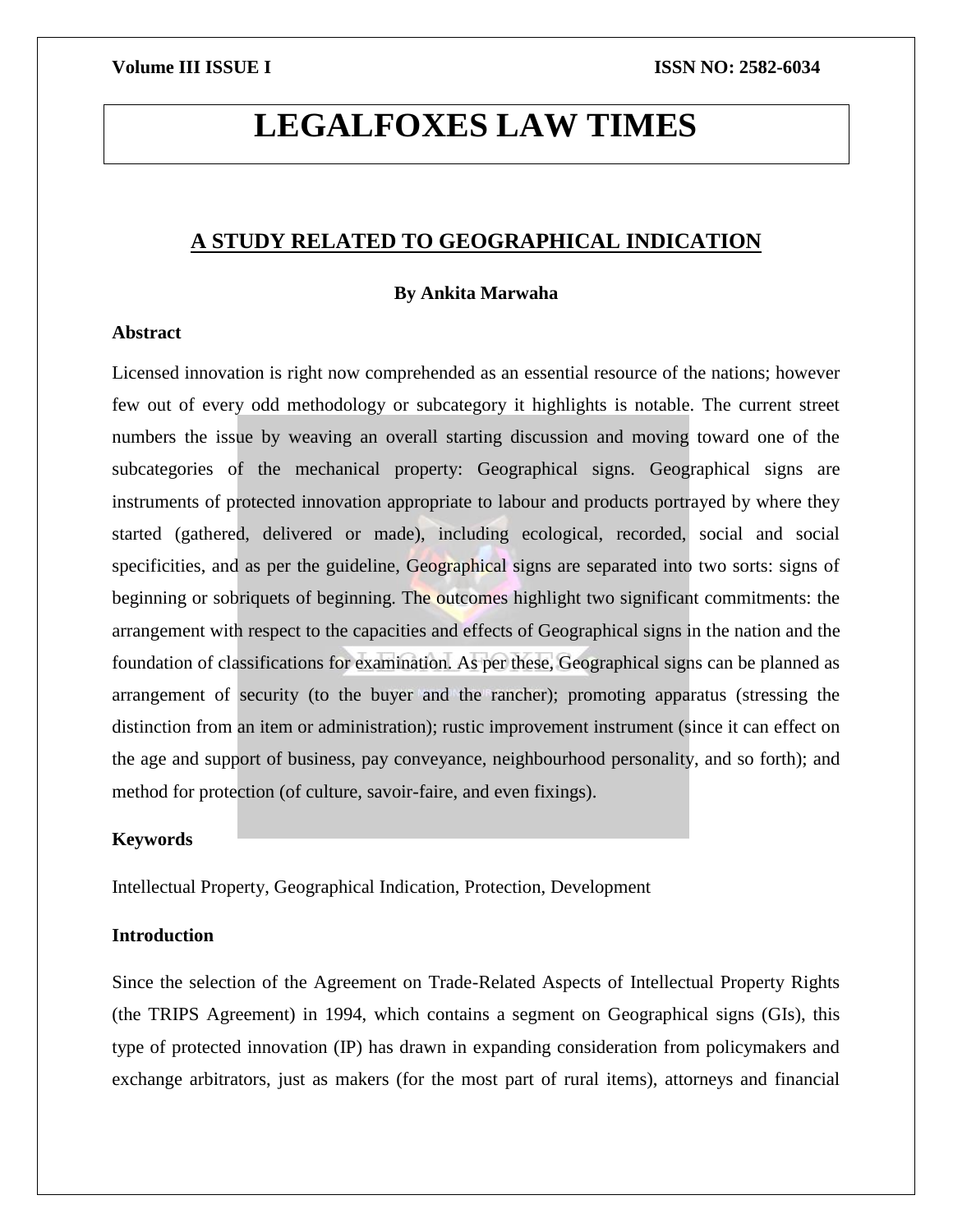# LEGALFOXES LAW TIMES

## A STUDY RELATED TO GEOGRAPHICAL INDICATION

**By Ankita Marwaha**

**Abstract**

Licensed innovation is right now comprehended as an essential resource of the nations; however few out of every odd methodology or subcategory it highlights is notable. The current street numbers the issue by weaving an overall starting discussion and moving toward one of the subcategories of the mechanical property: Geographical signs. Geographical signs are instruments of protected innovation appropriate to labour and products portrayed by where they started (gathered, delivered or made), including ecological, recorded, social and social specificities, and as per the guideline, Geographical signs are separated into two sorts: signs of beginning or sobriquets of beginning. The outcomes highlight two significant commitments: the arrangement with respect to the capacities and effects of Geographical signs in the nation and the foundation of classifications for examination. As per these, Geographical signs can be planned as arrangement of security (to the buyer and the rancher); promoting apparatus (stressing the distinction from an item or administration); rustic improvement instrument (since it can effect on the age and support of business, pay conveyance, neighbourhood personality, and so forth); and method for protection (of culture, savoir-faire, and even fixings).

**Keywords**

Intellectual Property, Geographical Indication, Protection, Development

**Introduction**

Since the selection of the Agreement on Trade-Related Aspects of Intellectual Property Rights (the TRIPS Agreement) in 1994, which contains a segment on Geographical signs (GIs), this type of protected innovation (IP) has drawn in expanding consideration from policymakers and exchange arbitrators, just as makers (for the most part of rural items), attorneys and financial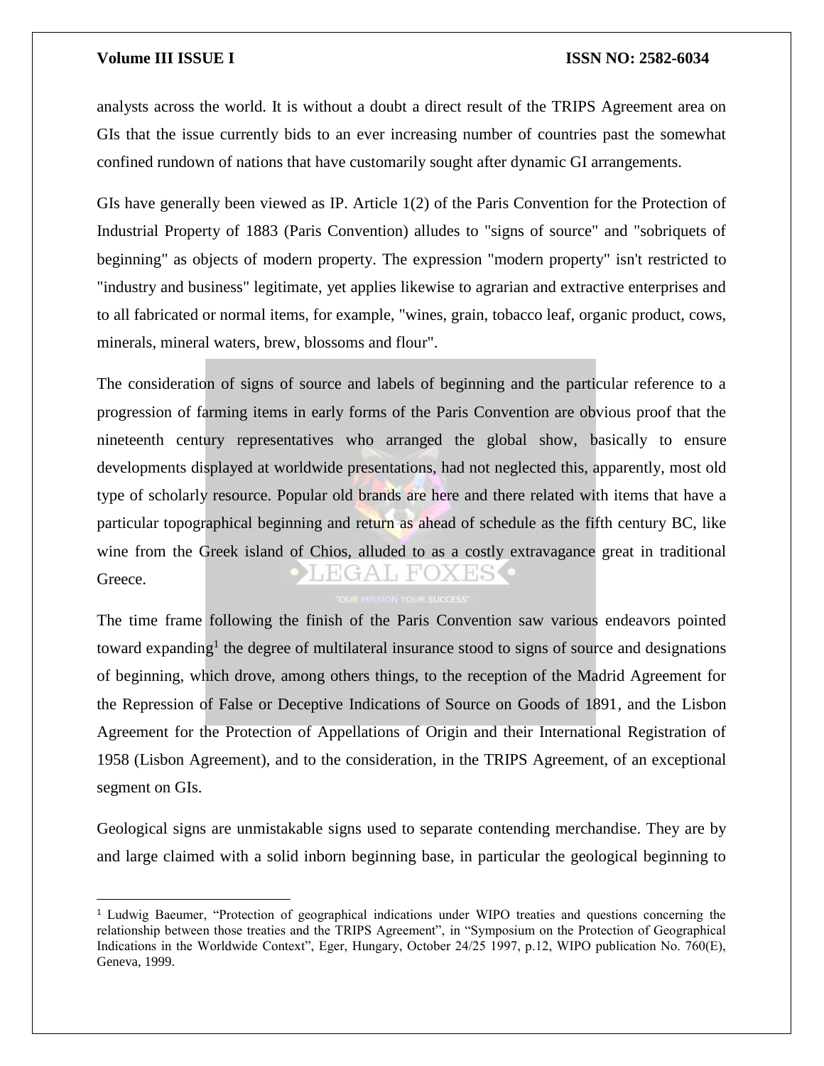analysts across the world. It is without a doubt a direct result of the TRIPS Agreement area on GIs that the issue currently bids to an ever increasing number of countries past the somewhat confined rundown of nations that have customarily sought after dynamic GI arrangements.

GIs have generally been viewed as IP. Article 1(2) of the Paris Convention for the Protection of Industrial Property of 1883 (Paris Convention) alludes to "signs of source" and "sobriquets of beginning" as objects of modern property. The expression "modern property" isn't restricted to "industry and business" legitimate, yet applies likewise to agrarian and extractive enterprises and to all fabricated or normal items, for example, "wines, grain, tobacco leaf, organic product, cows, minerals, mineral waters, brew, blossoms and flour".

The consideration of signs of source and labels of beginning and the particular reference to a progression of farming items in early forms of the Paris Convention are obvious proof that the nineteenth century representatives who arranged the global show, basically to ensure developments displayed at worldwide presentations, had not neglected this, apparently, most old type of scholarly resource. Popular old brands are here and there related with items that have a particular topographical beginning and return as ahead of schedule as the fifth century BC, like wine from the Greek island of Chios, alluded to as a costly extravagance great in traditional Greece.

The time frame following the finish of the Paris Convention saw various endeavors pointed toward expanding[1] the degree of multilateral insurance stood to signs of source and designations of beginning, which drove, among others things, to the reception of the Madrid Agreement for the Repression of False or Deceptive Indications of Source on Goods of 1891, and the Lisbon Agreement for the Protection of Appellations of Origin and their International Registration of 1958 (Lisbon Agreement), and to the consideration, in the TRIPS Agreement, of an exceptional segment on GIs.

Geological signs are unmistakable signs used to separate contending merchandise. They are by and large claimed with a solid inborn beginning base, in particular the geological beginning to

[1] Ludwig Baeumer, "Protection of geographical indications under WIPO treaties and questions concerning the relationship between those treaties and the TRIPS Agreement", in "Symposium on the Protection of Geographical Indications in the Worldwide Context", Eger, Hungary, October 24/25 1997, p.12, WIPO publication No. 760(E), Geneva, 1999.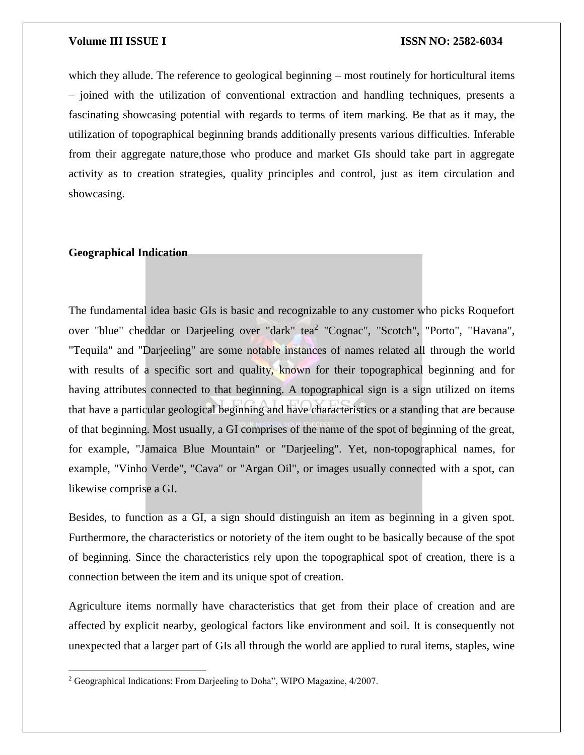which they allude. The reference to geological beginning – most routinely for horticultural items – joined with the utilization of conventional extraction and handling techniques, presents a fascinating showcasing potential with regards to terms of item marking. Be that as it may, the utilization of topographical beginning brands additionally presents various difficulties. Inferable from their aggregate nature,those who produce and market GIs should take part in aggregate activity as to creation strategies, quality principles and control, just as item circulation and showcasing.

## Geographical Indication

The fundamental idea basic GIs is basic and recognizable to any customer who picks Roquefort over "blue" cheddar or Darjeeling over "dark" tea[2] "Cognac", "Scotch", "Porto", "Havana", "Tequila" and "Darjeeling" are some notable instances of names related all through the world with results of a specific sort and quality, known for their topographical beginning and for having attributes connected to that beginning. A topographical sign is a sign utilized on items that have a particular geological beginning and have characteristics or a standing that are because of that beginning. Most usually, a GI comprises of the name of the spot of beginning of the great, for example, "Jamaica Blue Mountain" or "Darjeeling". Yet, non-topographical names, for example, "Vinho Verde", "Cava" or "Argan Oil", or images usually connected with a spot, can likewise comprise a GI.

Besides, to function as a GI, a sign should distinguish an item as beginning in a given spot. Furthermore, the characteristics or notoriety of the item ought to be basically because of the spot of beginning. Since the characteristics rely upon the topographical spot of creation, there is a connection between the item and its unique spot of creation.

Agriculture items normally have characteristics that get from their place of creation and are affected by explicit nearby, geological factors like environment and soil. It is consequently not unexpected that a larger part of GIs all through the world are applied to rural items, staples, wine

---

[2] Geographical Indications: From Darjeeling to Doha", WIPO Magazine, 4/2007.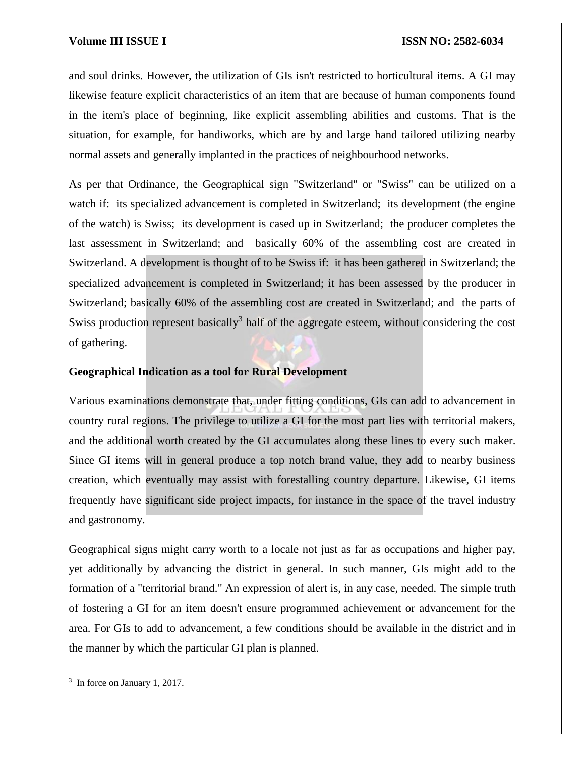and soul drinks. However, the utilization of GIs isn't restricted to horticultural items. A GI may likewise feature explicit characteristics of an item that are because of human components found in the item's place of beginning, like explicit assembling abilities and customs. That is the situation, for example, for handiworks, which are by and large hand tailored utilizing nearby normal assets and generally implanted in the practices of neighbourhood networks.

As per that Ordinance, the Geographical sign "Switzerland" or "Swiss" can be utilized on a watch if: its specialized advancement is completed in Switzerland; its development (the engine of the watch) is Swiss; its development is cased up in Switzerland; the producer completes the last assessment in Switzerland; and basically 60% of the assembling cost are created in Switzerland. A development is thought of to be Swiss if: it has been gathered in Switzerland; the specialized advancement is completed in Switzerland; it has been assessed by the producer in Switzerland; basically 60% of the assembling cost are created in Switzerland; and the parts of Swiss production represent basically[3] half of the aggregate esteem, without considering the cost of gathering.

### Geographical Indication as a tool for Rural Development

Various examinations demonstrate that, under fitting conditions, GIs can add to advancement in country rural regions. The privilege to utilize a GI for the most part lies with territorial makers, and the additional worth created by the GI accumulates along these lines to every such maker. Since GI items will in general produce a top notch brand value, they add to nearby business creation, which eventually may assist with forestalling country departure. Likewise, GI items frequently have significant side project impacts, for instance in the space of the travel industry and gastronomy.

Geographical signs might carry worth to a locale not just as far as occupations and higher pay, yet additionally by advancing the district in general. In such manner, GIs might add to the formation of a "territorial brand." An expression of alert is, in any case, needed. The simple truth of fostering a GI for an item doesn't ensure programmed achievement or advancement for the area. For GIs to add to advancement, a few conditions should be available in the district and in the manner by which the particular GI plan is planned.

[3] In force on January 1, 2017.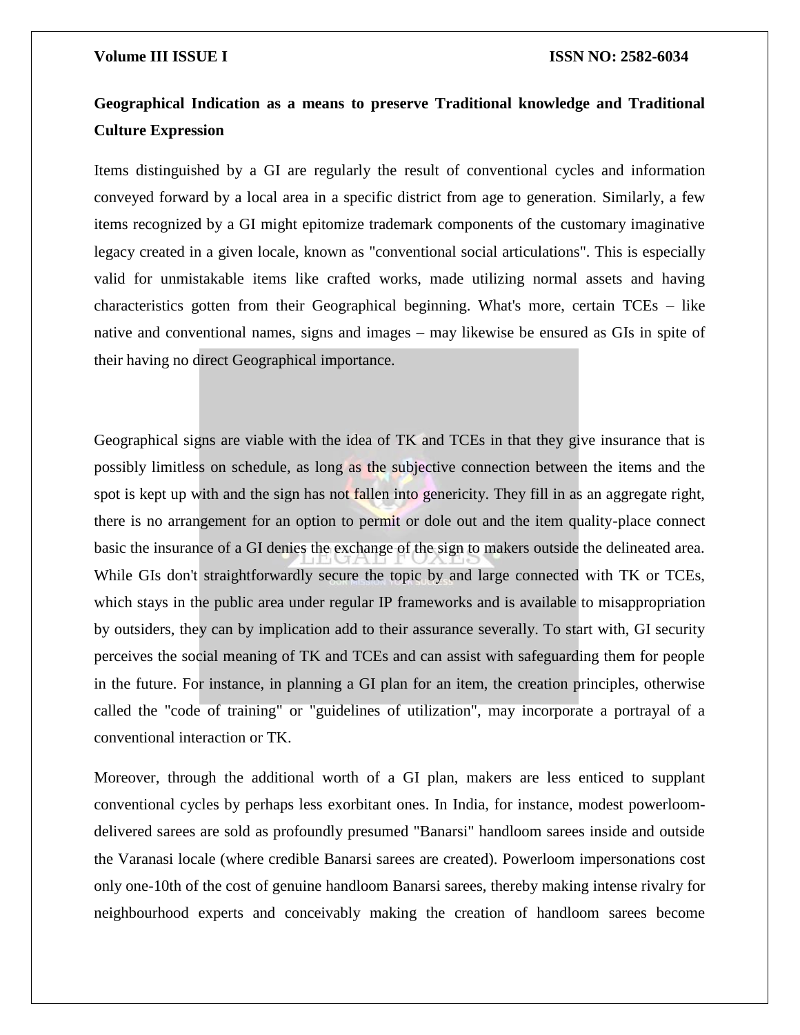## Geographical Indication as a means to preserve Traditional knowledge and Traditional Culture Expression

Items distinguished by a GI are regularly the result of conventional cycles and information conveyed forward by a local area in a specific district from age to generation. Similarly, a few items recognized by a GI might epitomize trademark components of the customary imaginative legacy created in a given locale, known as "conventional social articulations". This is especially valid for unmistakable items like crafted works, made utilizing normal assets and having characteristics gotten from their Geographical beginning. What's more, certain TCEs – like native and conventional names, signs and images – may likewise be ensured as GIs in spite of their having no direct Geographical importance.

Geographical signs are viable with the idea of TK and TCEs in that they give insurance that is possibly limitless on schedule, as long as the subjective connection between the items and the spot is kept up with and the sign has not fallen into genericity. They fill in as an aggregate right, there is no arrangement for an option to permit or dole out and the item quality-place connect basic the insurance of a GI denies the exchange of the sign to makers outside the delineated area. While GIs don't straightforwardly secure the topic by and large connected with TK or TCEs, which stays in the public area under regular IP frameworks and is available to misappropriation by outsiders, they can by implication add to their assurance severally. To start with, GI security perceives the social meaning of TK and TCEs and can assist with safeguarding them for people in the future. For instance, in planning a GI plan for an item, the creation principles, otherwise called the "code of training" or "guidelines of utilization", may incorporate a portrayal of a conventional interaction or TK.

Moreover, through the additional worth of a GI plan, makers are less enticed to supplant conventional cycles by perhaps less exorbitant ones. In India, for instance, modest powerloom-delivered sarees are sold as profoundly presumed "Banarsi" handloom sarees inside and outside the Varanasi locale (where credible Banarsi sarees are created). Powerloom impersonations cost only one-10th of the cost of genuine handloom Banarsi sarees, thereby making intense rivalry for neighbourhood experts and conceivably making the creation of handloom sarees become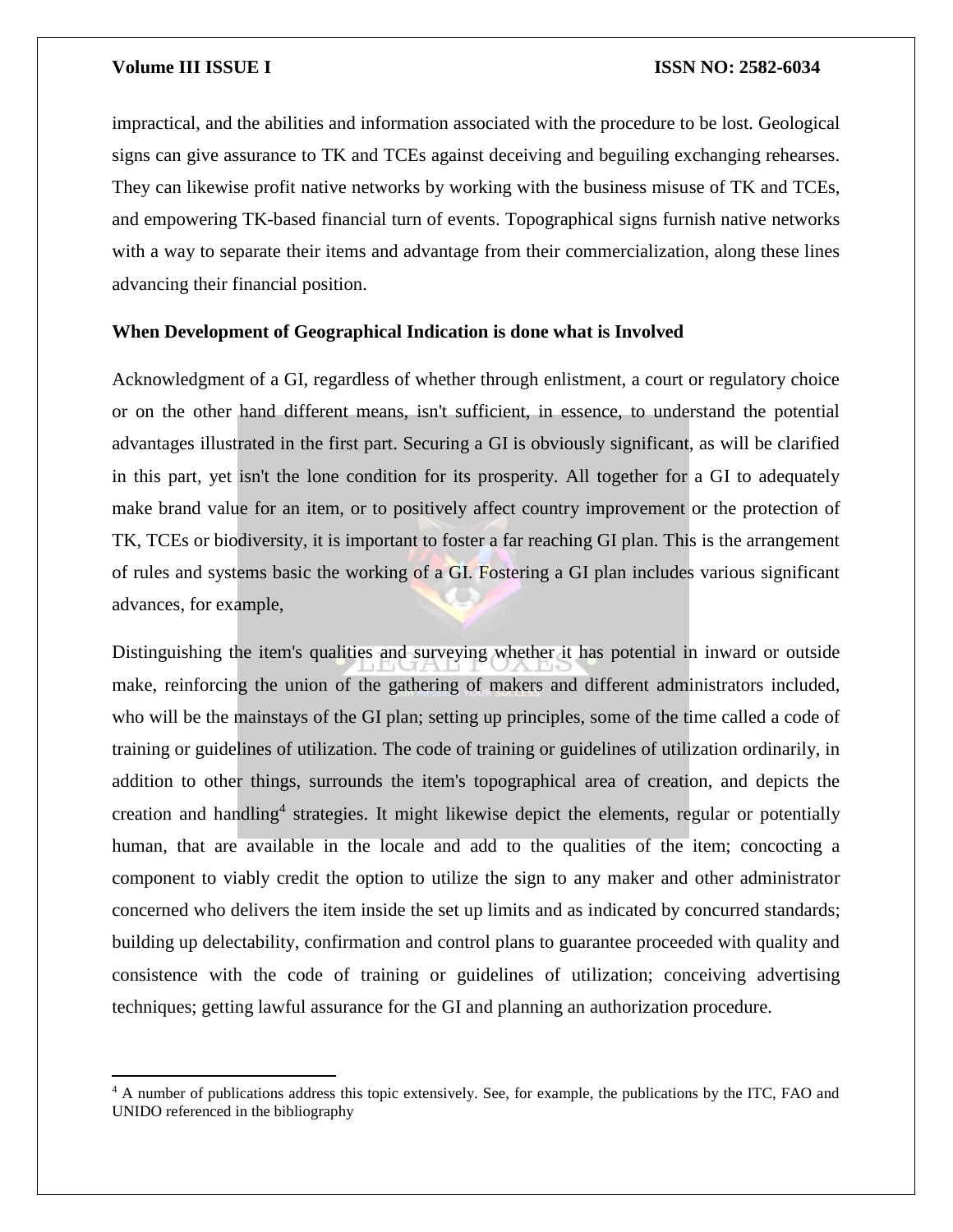impractical, and the abilities and information associated with the procedure to be lost. Geological signs can give assurance to TK and TCEs against deceiving and beguiling exchanging rehearses. They can likewise profit native networks by working with the business misuse of TK and TCEs, and empowering TK-based financial turn of events. Topographical signs furnish native networks with a way to separate their items and advantage from their commercialization, along these lines advancing their financial position.

**When Development of Geographical Indication is done what is Involved**

Acknowledgment of a GI, regardless of whether through enlistment, a court or regulatory choice or on the other hand different means, isn't sufficient, in essence, to understand the potential advantages illustrated in the first part. Securing a GI is obviously significant, as will be clarified in this part, yet isn't the lone condition for its prosperity. All together for a GI to adequately make brand value for an item, or to positively affect country improvement or the protection of TK, TCEs or biodiversity, it is important to foster a far reaching GI plan. This is the arrangement of rules and systems basic the working of a GI. Fostering a GI plan includes various significant advances, for example,

Distinguishing the item's qualities and surveying whether it has potential in inward or outside make, reinforcing the union of the gathering of makers and different administrators included, who will be the mainstays of the GI plan; setting up principles, some of the time called a code of training or guidelines of utilization. The code of training or guidelines of utilization ordinarily, in addition to other things, surrounds the item's topographical area of creation, and depicts the creation and handling[4] strategies. It might likewise depict the elements, regular or potentially human, that are available in the locale and add to the qualities of the item; concocting a component to viably credit the option to utilize the sign to any maker and other administrator concerned who delivers the item inside the set up limits and as indicated by concurred standards; building up delectability, confirmation and control plans to guarantee proceeded with quality and consistence with the code of training or guidelines of utilization; conceiving advertising techniques; getting lawful assurance for the GI and planning an authorization procedure.

[4] A number of publications address this topic extensively. See, for example, the publications by the ITC, FAO and UNIDO referenced in the bibliography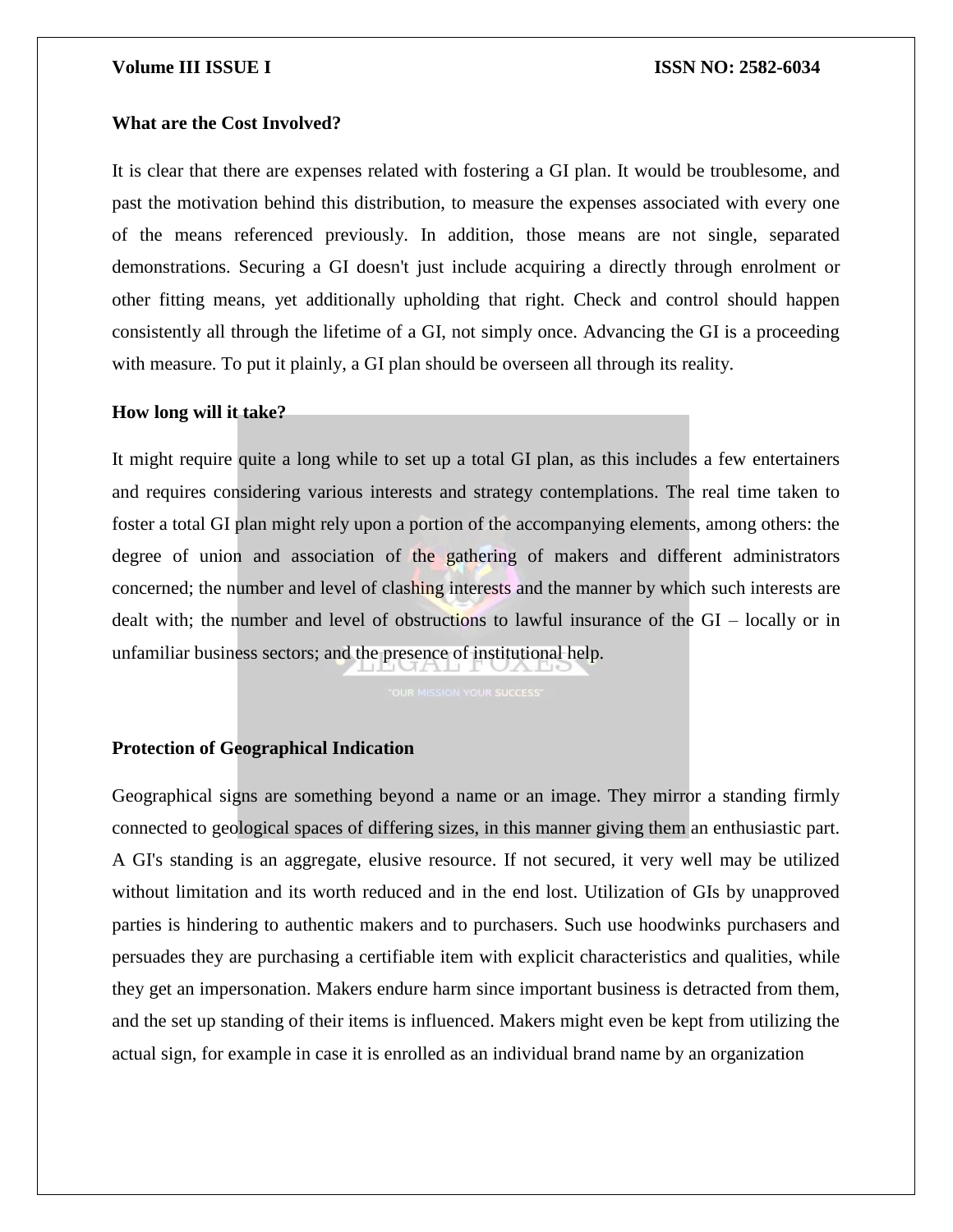**What are the Cost Involved?**

It is clear that there are expenses related with fostering a GI plan. It would be troublesome, and past the motivation behind this distribution, to measure the expenses associated with every one of the means referenced previously. In addition, those means are not single, separated demonstrations. Securing a GI doesn't just include acquiring a directly through enrolment or other fitting means, yet additionally upholding that right. Check and control should happen consistently all through the lifetime of a GI, not simply once. Advancing the GI is a proceeding with measure. To put it plainly, a GI plan should be overseen all through its reality.

**How long will it take?**

It might require quite a long while to set up a total GI plan, as this includes a few entertainers and requires considering various interests and strategy contemplations. The real time taken to foster a total GI plan might rely upon a portion of the accompanying elements, among others: the degree of union and association of the gathering of makers and different administrators concerned; the number and level of clashing interests and the manner by which such interests are dealt with; the number and level of obstructions to lawful insurance of the GI – locally or in unfamiliar business sectors; and the presence of institutional help.

**Protection of Geographical Indication**

Geographical signs are something beyond a name or an image. They mirror a standing firmly connected to geological spaces of differing sizes, in this manner giving them an enthusiastic part. A GI's standing is an aggregate, elusive resource. If not secured, it very well may be utilized without limitation and its worth reduced and in the end lost. Utilization of GIs by unapproved parties is hindering to authentic makers and to purchasers. Such use hoodwinks purchasers and persuades they are purchasing a certifiable item with explicit characteristics and qualities, while they get an impersonation. Makers endure harm since important business is detracted from them, and the set up standing of their items is influenced. Makers might even be kept from utilizing the actual sign, for example in case it is enrolled as an individual brand name by an organization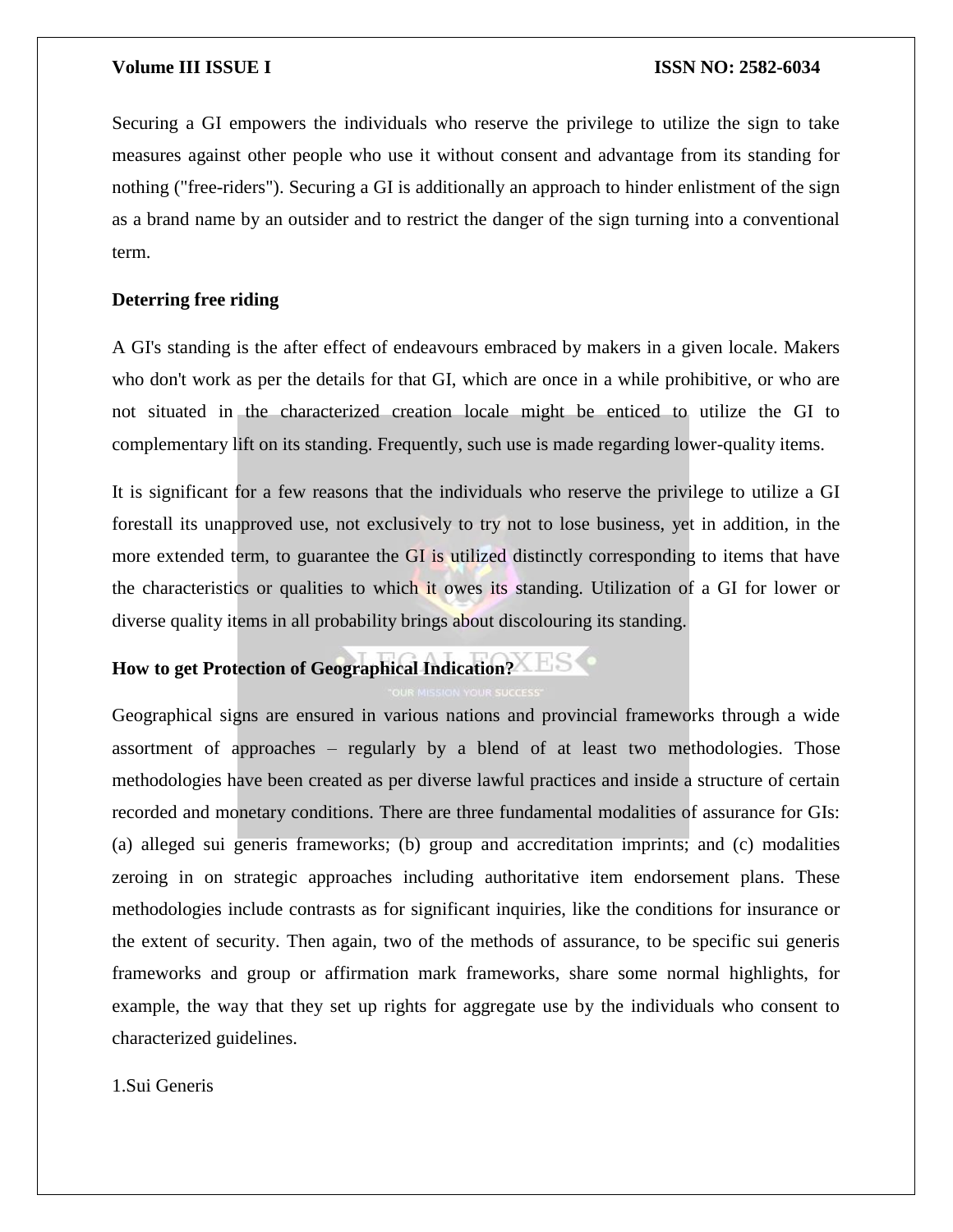Securing a GI empowers the individuals who reserve the privilege to utilize the sign to take measures against other people who use it without consent and advantage from its standing for nothing ("free-riders"). Securing a GI is additionally an approach to hinder enlistment of the sign as a brand name by an outsider and to restrict the danger of the sign turning into a conventional term.

**Deterring free riding**

A GI's standing is the after effect of endeavours embraced by makers in a given locale. Makers who don't work as per the details for that GI, which are once in a while prohibitive, or who are not situated in the characterized creation locale might be enticed to utilize the GI to complementary lift on its standing. Frequently, such use is made regarding lower-quality items.

It is significant for a few reasons that the individuals who reserve the privilege to utilize a GI forestall its unapproved use, not exclusively to try not to lose business, yet in addition, in the more extended term, to guarantee the GI is utilized distinctly corresponding to items that have the characteristics or qualities to which it owes its standing. Utilization of a GI for lower or diverse quality items in all probability brings about discolouring its standing.

**How to get Protection of Geographical Indication?**

Geographical signs are ensured in various nations and provincial frameworks through a wide assortment of approaches – regularly by a blend of at least two methodologies. Those methodologies have been created as per diverse lawful practices and inside a structure of certain recorded and monetary conditions. There are three fundamental modalities of assurance for GIs: (a) alleged sui generis frameworks; (b) group and accreditation imprints; and (c) modalities zeroing in on strategic approaches including authoritative item endorsement plans. These methodologies include contrasts as for significant inquiries, like the conditions for insurance or the extent of security. Then again, two of the methods of assurance, to be specific sui generis frameworks and group or affirmation mark frameworks, share some normal highlights, for example, the way that they set up rights for aggregate use by the individuals who consent to characterized guidelines.

1.Sui Generis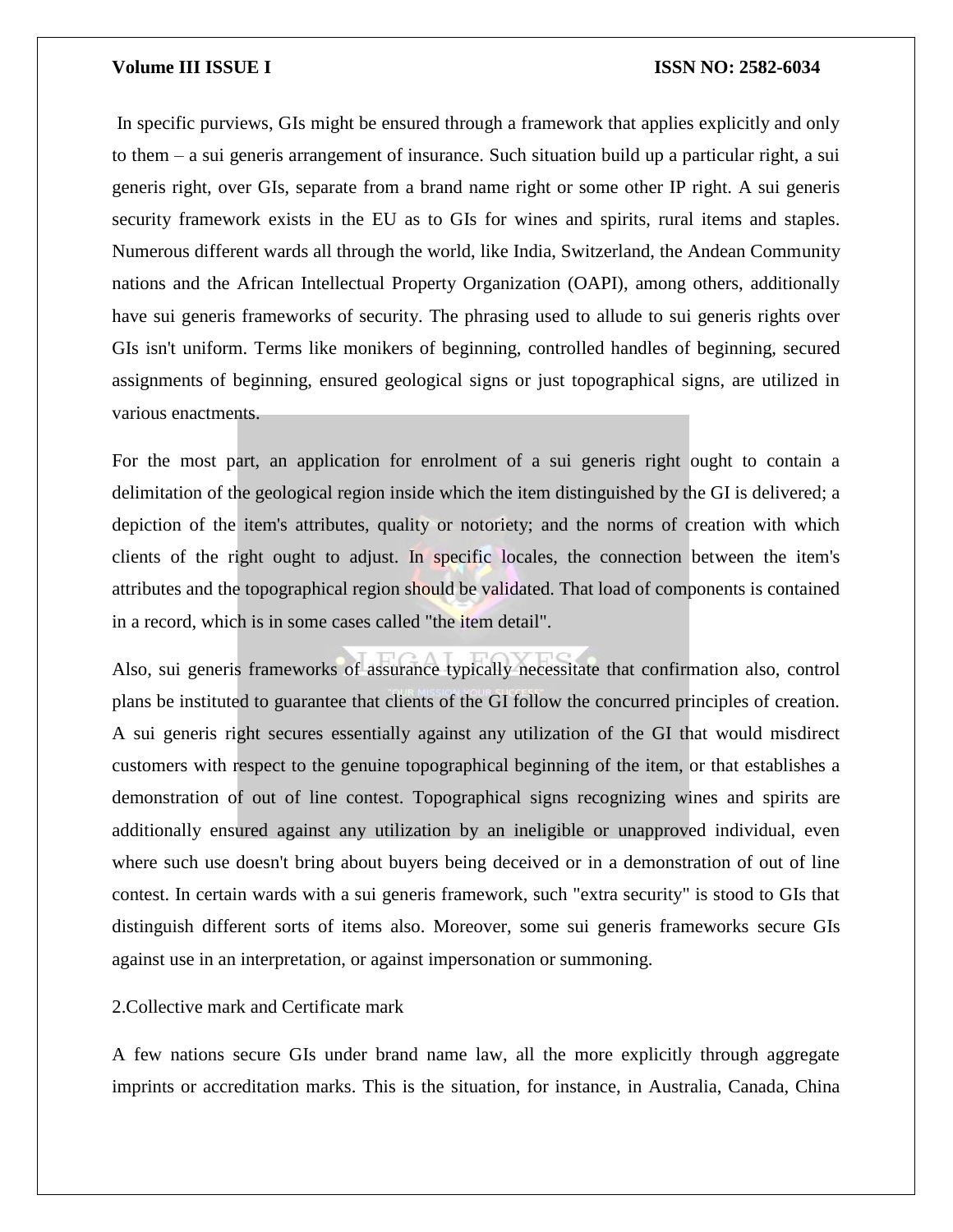In specific purviews, GIs might be ensured through a framework that applies explicitly and only to them – a sui generis arrangement of insurance. Such situation build up a particular right, a sui generis right, over GIs, separate from a brand name right or some other IP right. A sui generis security framework exists in the EU as to GIs for wines and spirits, rural items and staples. Numerous different wards all through the world, like India, Switzerland, the Andean Community nations and the African Intellectual Property Organization (OAPI), among others, additionally have sui generis frameworks of security. The phrasing used to allude to sui generis rights over GIs isn't uniform. Terms like monikers of beginning, controlled handles of beginning, secured assignments of beginning, ensured geological signs or just topographical signs, are utilized in various enactments.

For the most part, an application for enrolment of a sui generis right ought to contain a delimitation of the geological region inside which the item distinguished by the GI is delivered; a depiction of the item's attributes, quality or notoriety; and the norms of creation with which clients of the right ought to adjust. In specific locales, the connection between the item's attributes and the topographical region should be validated. That load of components is contained in a record, which is in some cases called "the item detail".

Also, sui generis frameworks of assurance typically necessitate that confirmation also, control plans be instituted to guarantee that clients of the GI follow the concurred principles of creation. A sui generis right secures essentially against any utilization of the GI that would misdirect customers with respect to the genuine topographical beginning of the item, or that establishes a demonstration of out of line contest. Topographical signs recognizing wines and spirits are additionally ensured against any utilization by an ineligible or unapproved individual, even where such use doesn't bring about buyers being deceived or in a demonstration of out of line contest. In certain wards with a sui generis framework, such "extra security" is stood to GIs that distinguish different sorts of items also. Moreover, some sui generis frameworks secure GIs against use in an interpretation, or against impersonation or summoning.

2.Collective mark and Certificate mark

A few nations secure GIs under brand name law, all the more explicitly through aggregate imprints or accreditation marks. This is the situation, for instance, in Australia, Canada, China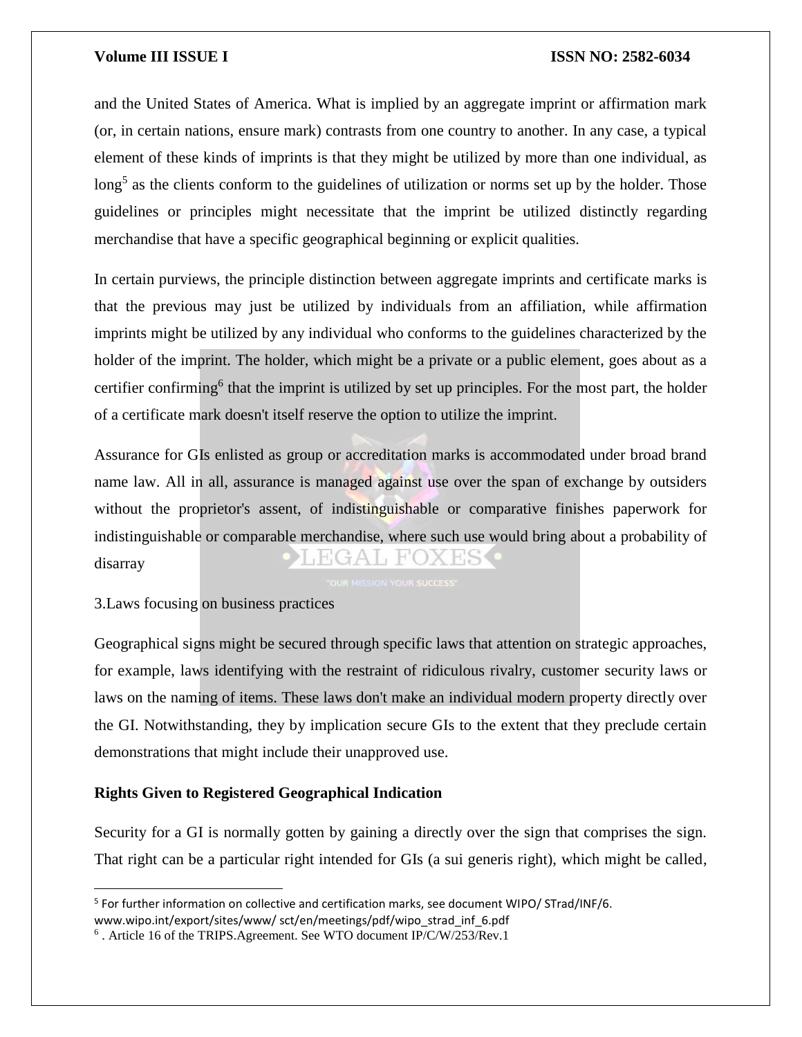and the United States of America. What is implied by an aggregate imprint or affirmation mark (or, in certain nations, ensure mark) contrasts from one country to another. In any case, a typical element of these kinds of imprints is that they might be utilized by more than one individual, as long[5] as the clients conform to the guidelines of utilization or norms set up by the holder. Those guidelines or principles might necessitate that the imprint be utilized distinctly regarding merchandise that have a specific geographical beginning or explicit qualities.

In certain purviews, the principle distinction between aggregate imprints and certificate marks is that the previous may just be utilized by individuals from an affiliation, while affirmation imprints might be utilized by any individual who conforms to the guidelines characterized by the holder of the imprint. The holder, which might be a private or a public element, goes about as a certifier confirming[6] that the imprint is utilized by set up principles. For the most part, the holder of a certificate mark doesn't itself reserve the option to utilize the imprint.

Assurance for GIs enlisted as group or accreditation marks is accommodated under broad brand name law. All in all, assurance is managed against use over the span of exchange by outsiders without the proprietor's assent, of indistinguishable or comparative finishes paperwork for indistinguishable or comparable merchandise, where such use would bring about a probability of disarray

3.Laws focusing on business practices

Geographical signs might be secured through specific laws that attention on strategic approaches, for example, laws identifying with the restraint of ridiculous rivalry, customer security laws or laws on the naming of items. These laws don't make an individual modern property directly over the GI. Notwithstanding, they by implication secure GIs to the extent that they preclude certain demonstrations that might include their unapproved use.

**Rights Given to Registered Geographical Indication**

Security for a GI is normally gotten by gaining a directly over the sign that comprises the sign. That right can be a particular right intended for GIs (a sui generis right), which might be called,

---

[5] For further information on collective and certification marks, see document WIPO/ STrad/INF/6. www.wipo.int/export/sites/www/ sct/en/meetings/pdf/wipo_strad_inf_6.pdf

[6] . Article 16 of the TRIPS.Agreement. See WTO document IP/C/W/253/Rev.1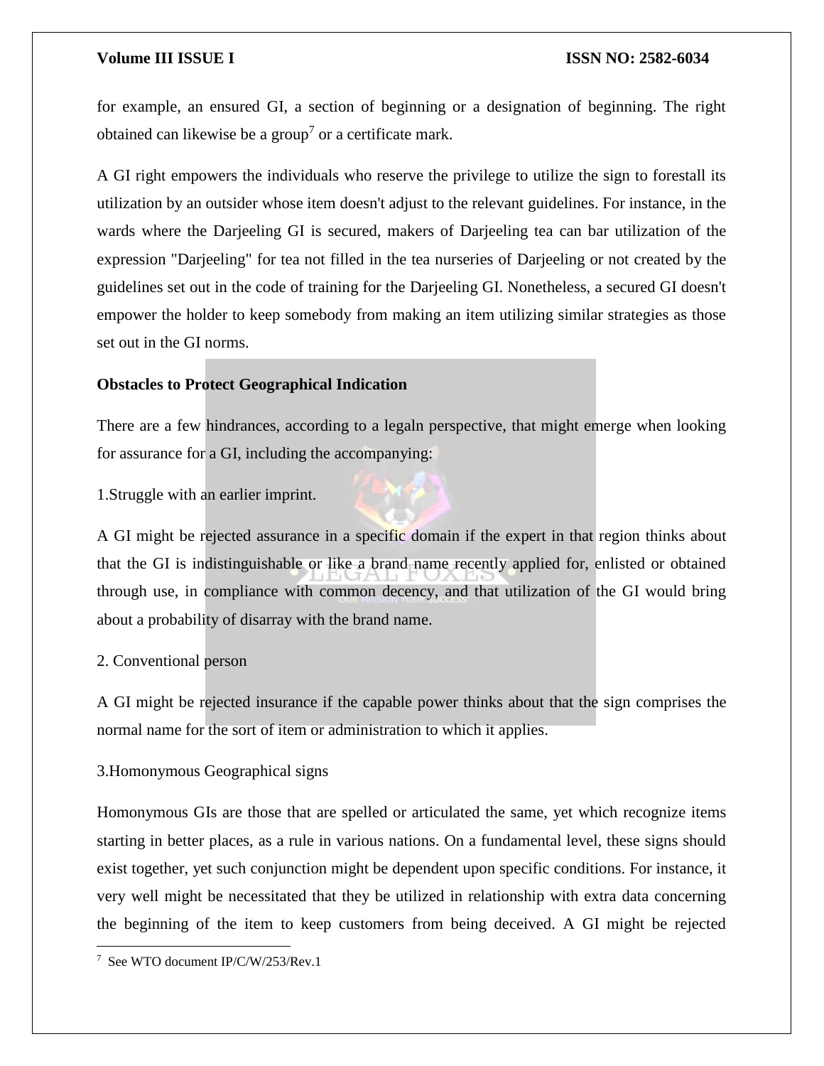for example, an ensured GI, a section of beginning or a designation of beginning. The right obtained can likewise be a group[7] or a certificate mark.

A GI right empowers the individuals who reserve the privilege to utilize the sign to forestall its utilization by an outsider whose item doesn't adjust to the relevant guidelines. For instance, in the wards where the Darjeeling GI is secured, makers of Darjeeling tea can bar utilization of the expression "Darjeeling" for tea not filled in the tea nurseries of Darjeeling or not created by the guidelines set out in the code of training for the Darjeeling GI. Nonetheless, a secured GI doesn't empower the holder to keep somebody from making an item utilizing similar strategies as those set out in the GI norms.

**Obstacles to Protect Geographical Indication**

There are a few hindrances, according to a legaln perspective, that might emerge when looking for assurance for a GI, including the accompanying:

1.Struggle with an earlier imprint.

A GI might be rejected assurance in a specific domain if the expert in that region thinks about that the GI is indistinguishable or like a brand name recently applied for, enlisted or obtained through use, in compliance with common decency, and that utilization of the GI would bring about a probability of disarray with the brand name.

2. Conventional person

A GI might be rejected insurance if the capable power thinks about that the sign comprises the normal name for the sort of item or administration to which it applies.

3.Homonymous Geographical signs

Homonymous GIs are those that are spelled or articulated the same, yet which recognize items starting in better places, as a rule in various nations. On a fundamental level, these signs should exist together, yet such conjunction might be dependent upon specific conditions. For instance, it very well might be necessitated that they be utilized in relationship with extra data concerning the beginning of the item to keep customers from being deceived. A GI might be rejected

[7] See WTO document IP/C/W/253/Rev.1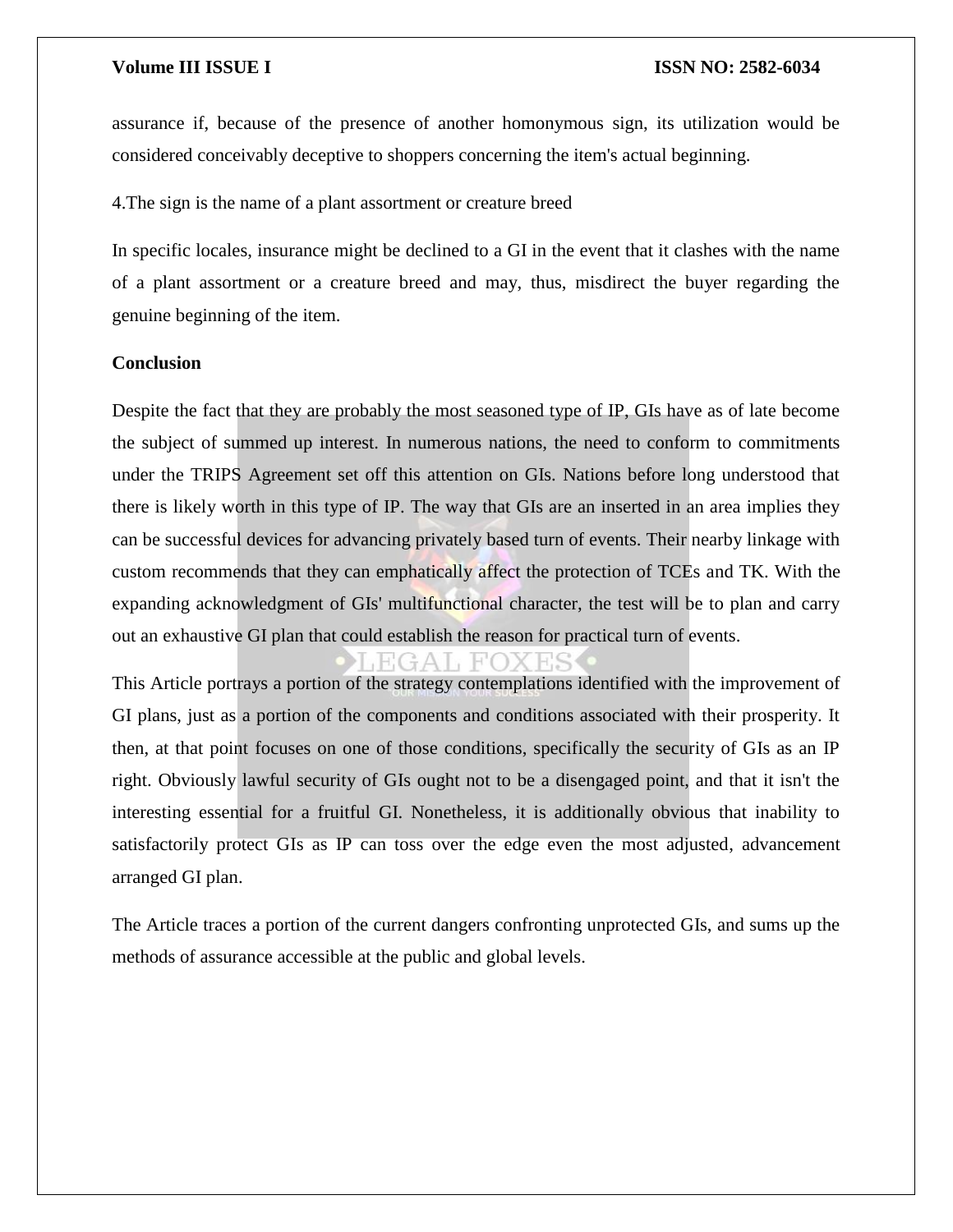assurance if, because of the presence of another homonymous sign, its utilization would be considered conceivably deceptive to shoppers concerning the item's actual beginning.

4.The sign is the name of a plant assortment or creature breed

In specific locales, insurance might be declined to a GI in the event that it clashes with the name of a plant assortment or a creature breed and may, thus, misdirect the buyer regarding the genuine beginning of the item.

**Conclusion**

Despite the fact that they are probably the most seasoned type of IP, GIs have as of late become the subject of summed up interest. In numerous nations, the need to conform to commitments under the TRIPS Agreement set off this attention on GIs. Nations before long understood that there is likely worth in this type of IP. The way that GIs are an inserted in an area implies they can be successful devices for advancing privately based turn of events. Their nearby linkage with custom recommends that they can emphatically affect the protection of TCEs and TK. With the expanding acknowledgment of GIs' multifunctional character, the test will be to plan and carry out an exhaustive GI plan that could establish the reason for practical turn of events.

This Article portrays a portion of the strategy contemplations identified with the improvement of GI plans, just as a portion of the components and conditions associated with their prosperity. It then, at that point focuses on one of those conditions, specifically the security of GIs as an IP right. Obviously lawful security of GIs ought not to be a disengaged point, and that it isn't the interesting essential for a fruitful GI. Nonetheless, it is additionally obvious that inability to satisfactorily protect GIs as IP can toss over the edge even the most adjusted, advancement arranged GI plan.

The Article traces a portion of the current dangers confronting unprotected GIs, and sums up the methods of assurance accessible at the public and global levels.